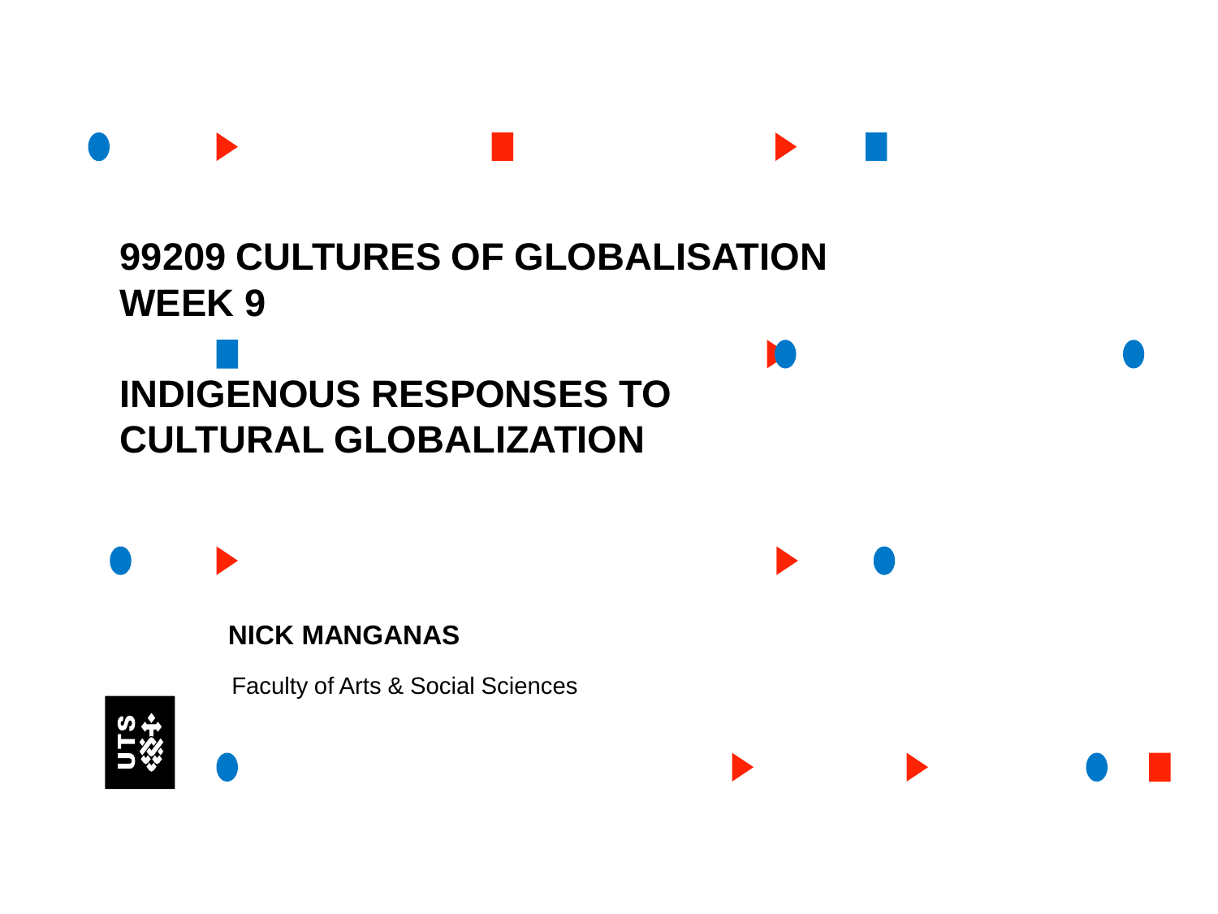# 99209 CULTURES OF GLOBALISATION WEEK 9

# INDIGENOUS RESPONSES TO CULTURAL GLOBALIZATION

**NICK MANGANAS**

Faculty of Arts & Social Sciences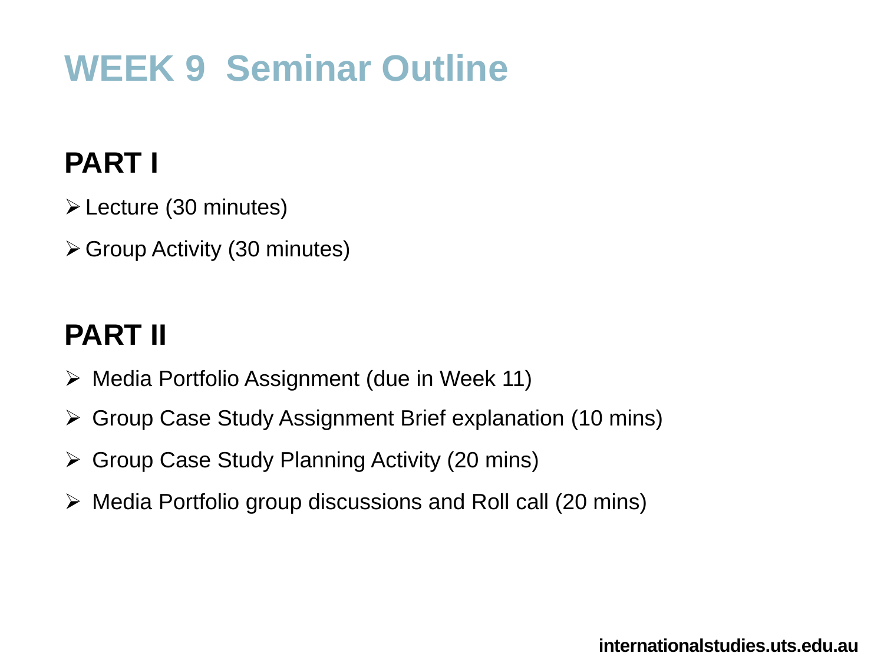# WEEK 9 Seminar Outline

## PART I

- Lecture (30 minutes)
- Group Activity (30 minutes)

## PART II

- Media Portfolio Assignment (due in Week 11)
- Group Case Study Assignment Brief explanation (10 mins)
- Group Case Study Planning Activity (20 mins)
- Media Portfolio group discussions and Roll call (20 mins)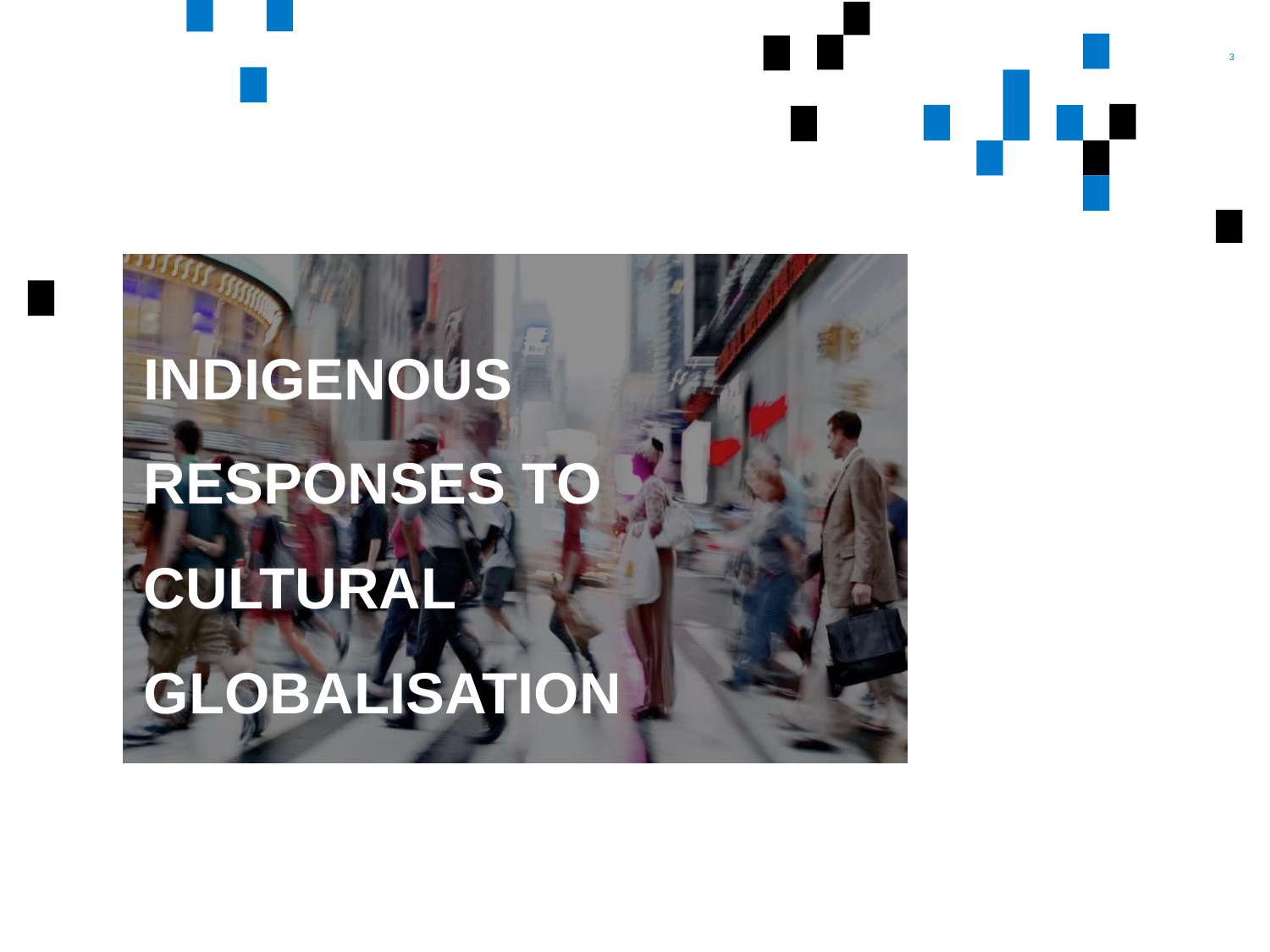# INDIGENOUS RESPONSES TO CULTURAL GLOBALISATION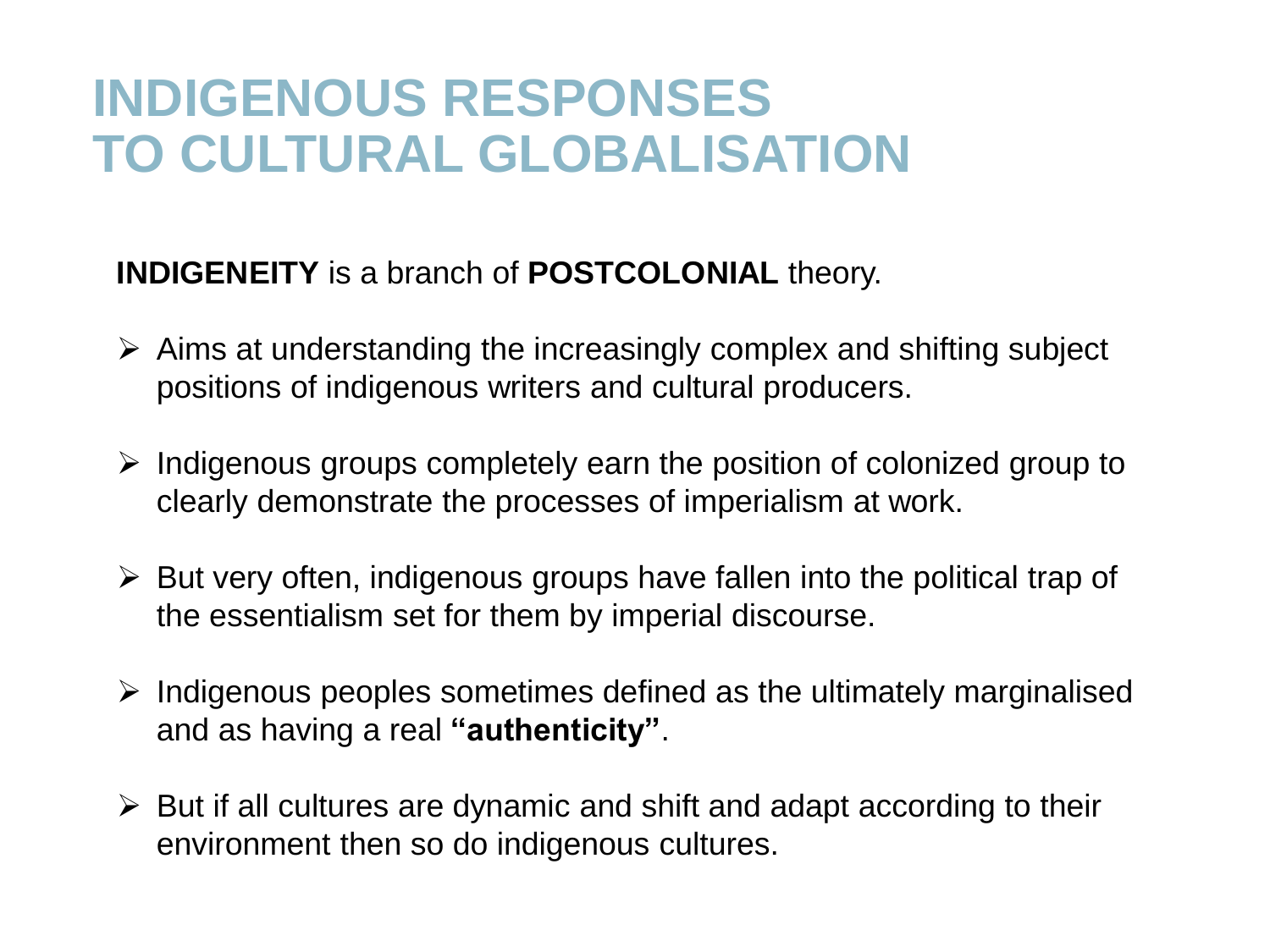# INDIGENOUS RESPONSES TO CULTURAL GLOBALISATION

**INDIGENEITY** is a branch of **POSTCOLONIAL** theory.

- Aims at understanding the increasingly complex and shifting subject positions of indigenous writers and cultural producers.
- Indigenous groups completely earn the position of colonized group to clearly demonstrate the processes of imperialism at work.
- But very often, indigenous groups have fallen into the political trap of the essentialism set for them by imperial discourse.
- Indigenous peoples sometimes defined as the ultimately marginalised and as having a real **"authenticity"**.
- But if all cultures are dynamic and shift and adapt according to their environment then so do indigenous cultures.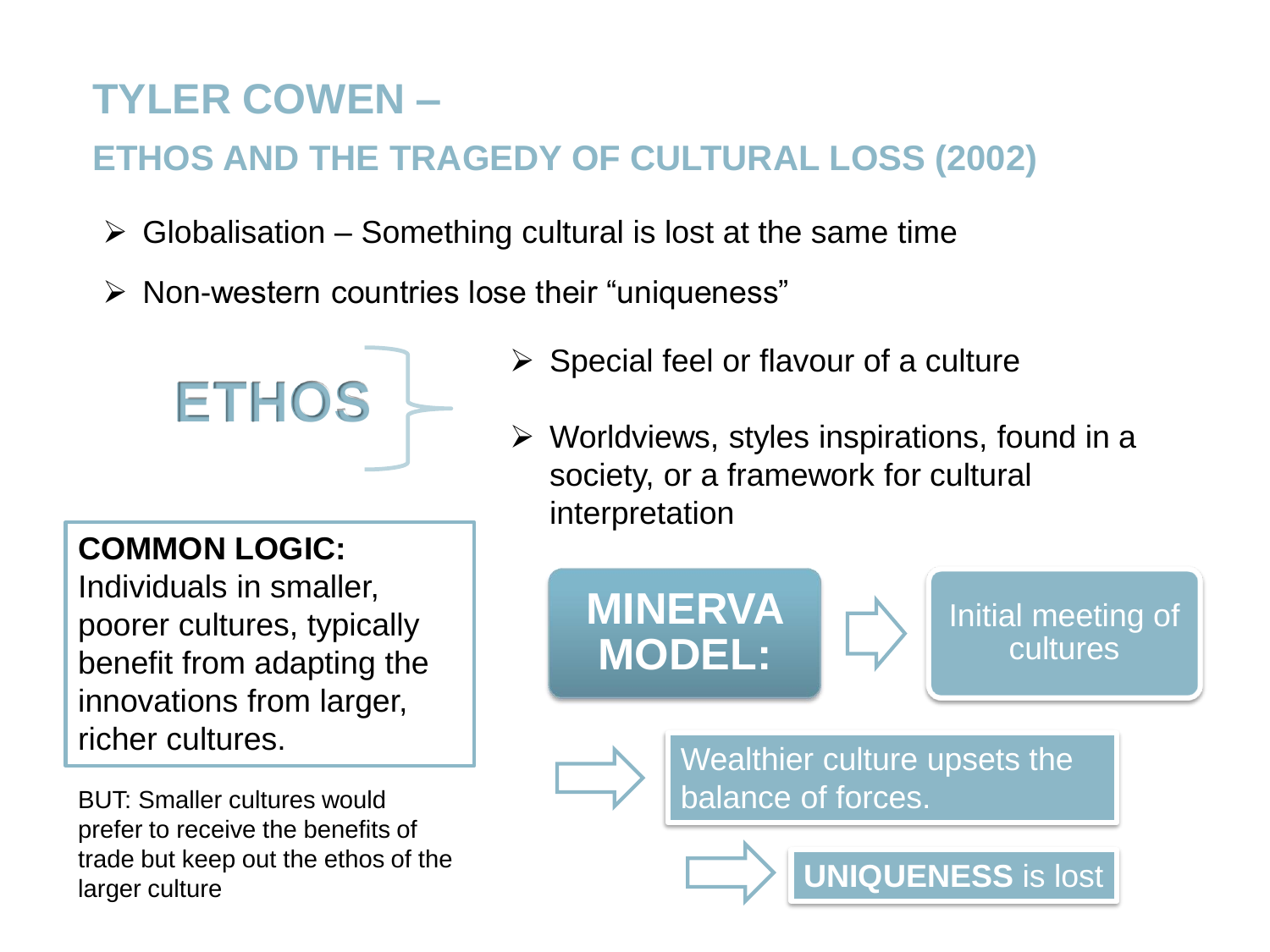# TYLER COWEN –

## ETHOS AND THE TRAGEDY OF CULTURAL LOSS (2002)

- Globalisation – Something cultural is lost at the same time
- Non-western countries lose their "uniqueness"

**ETHOS**

- Special feel or flavour of a culture
- Worldviews, styles inspirations, found in a society, or a framework for cultural interpretation

**COMMON LOGIC:**
Individuals in smaller, poorer cultures, typically benefit from adapting the innovations from larger, richer cultures.

BUT: Smaller cultures would prefer to receive the benefits of trade but keep out the ethos of the larger culture

**MINERVA MODEL:** → Initial meeting of cultures → Wealthier culture upsets the balance of forces. → **UNIQUENESS** is lost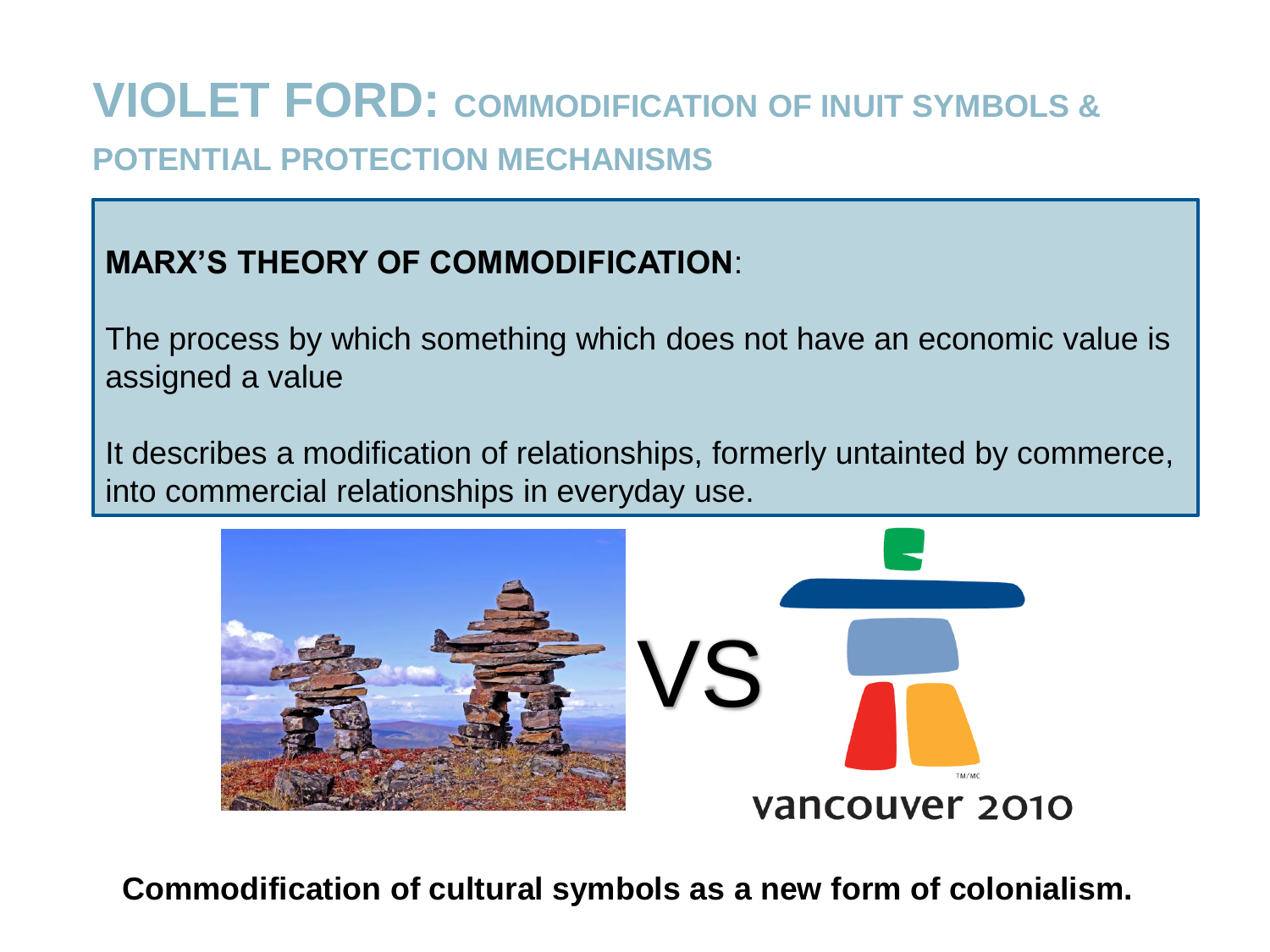# VIOLET FORD: COMMODIFICATION OF INUIT SYMBOLS & POTENTIAL PROTECTION MECHANISMS

**MARX'S THEORY OF COMMODIFICATION**:

The process by which something which does not have an economic value is assigned a value

It describes a modification of relationships, formerly untainted by commerce, into commercial relationships in everyday use.

VS

vancouver 2010

**Commodification of cultural symbols as a new form of colonialism.**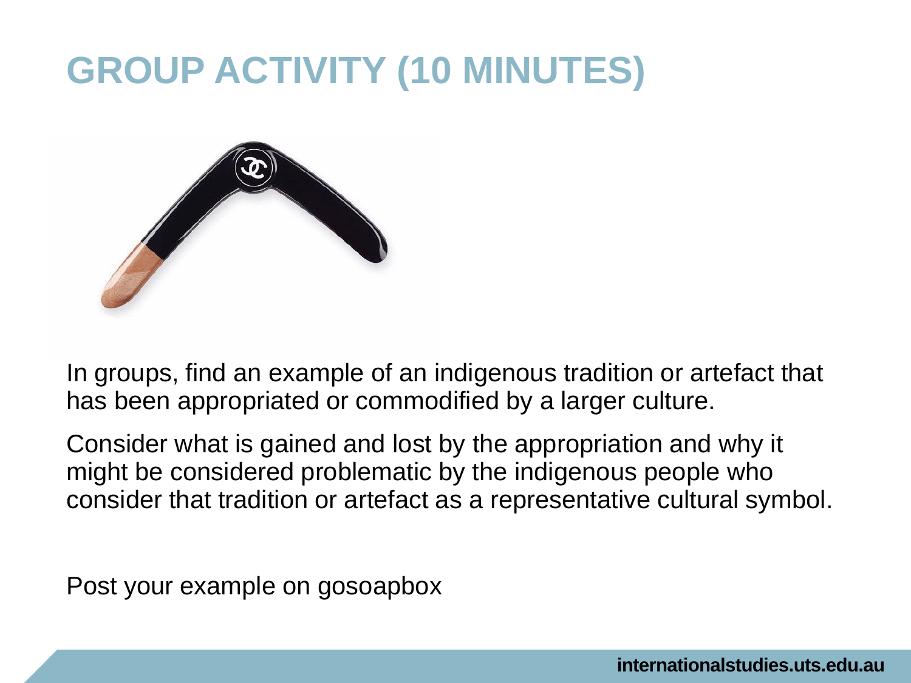# GROUP ACTIVITY (10 MINUTES)

In groups, find an example of an indigenous tradition or artefact that has been appropriated or commodified by a larger culture.

Consider what is gained and lost by the appropriation and why it might be considered problematic by the indigenous people who consider that tradition or artefact as a representative cultural symbol.

Post your example on gosoapbox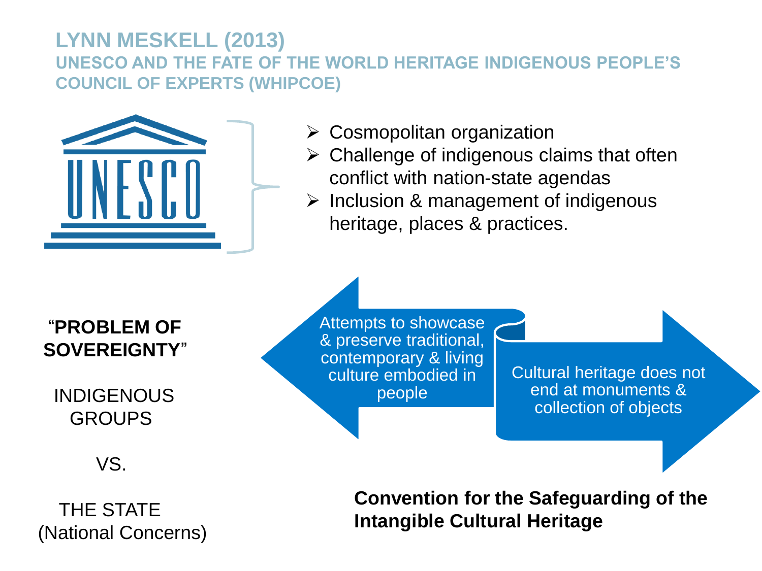# LYNN MESKELL (2013)

## UNESCO AND THE FATE OF THE WORLD HERITAGE INDIGENOUS PEOPLE'S COUNCIL OF EXPERTS (WHIPCOE)

UNESCO

- Cosmopolitan organization
- Challenge of indigenous claims that often conflict with nation-state agendas
- Inclusion & management of indigenous heritage, places & practices.

"**PROBLEM OF SOVEREIGNTY**"

INDIGENOUS GROUPS

VS.

THE STATE (National Concerns)

Attempts to showcase & preserve traditional, contemporary & living culture embodied in people

Cultural heritage does not end at monuments & collection of objects

**Convention for the Safeguarding of the Intangible Cultural Heritage**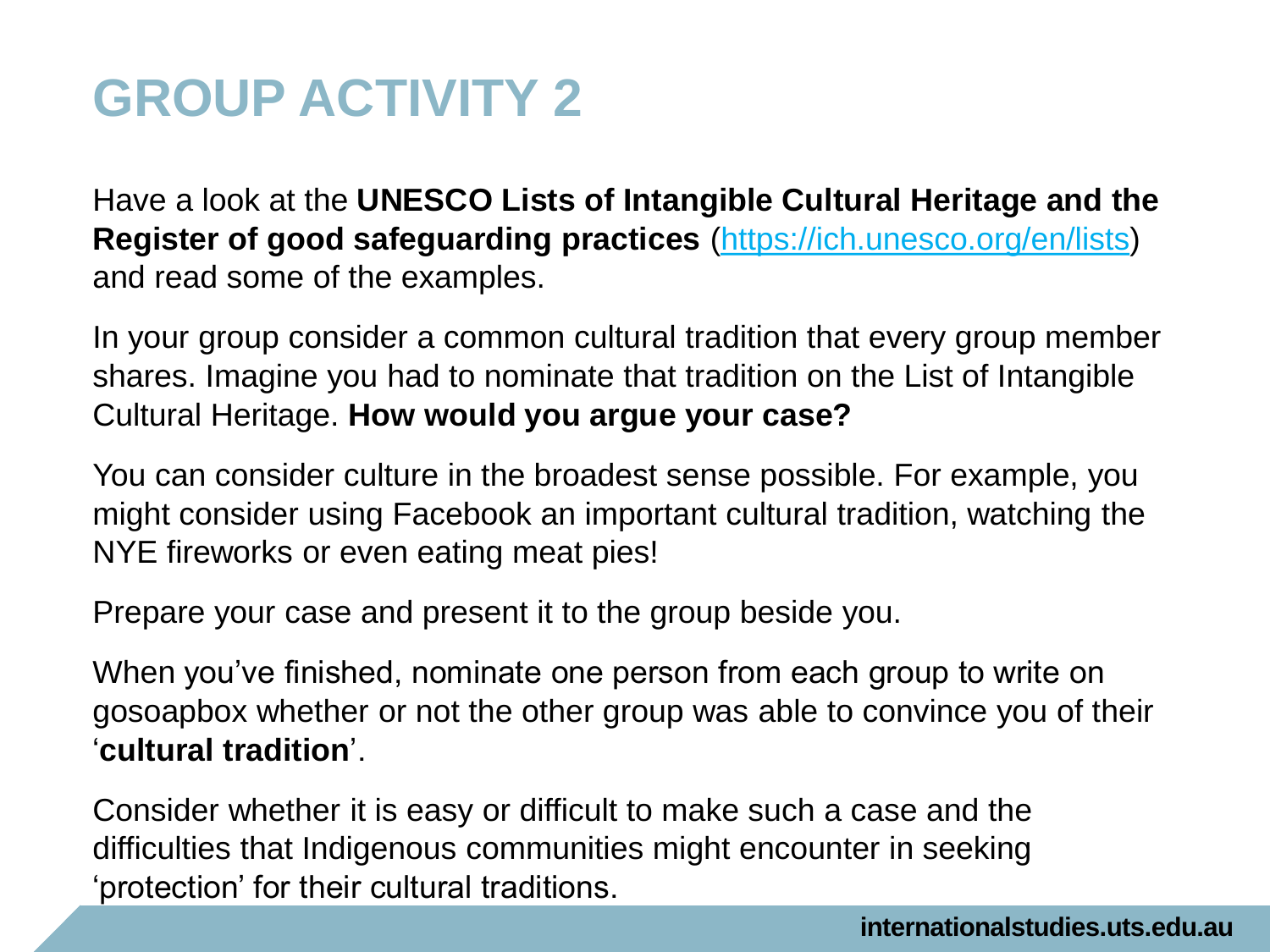# GROUP ACTIVITY 2

Have a look at the **UNESCO Lists of Intangible Cultural Heritage and the Register of good safeguarding practices** ([https://ich.unesco.org/en/lists](https://ich.unesco.org/en/lists)) and read some of the examples.

In your group consider a common cultural tradition that every group member shares. Imagine you had to nominate that tradition on the List of Intangible Cultural Heritage. **How would you argue your case?**

You can consider culture in the broadest sense possible. For example, you might consider using Facebook an important cultural tradition, watching the NYE fireworks or even eating meat pies!

Prepare your case and present it to the group beside you.

When you've finished, nominate one person from each group to write on gosoapbox whether or not the other group was able to convince you of their '**cultural tradition**'.

Consider whether it is easy or difficult to make such a case and the difficulties that Indigenous communities might encounter in seeking 'protection' for their cultural traditions.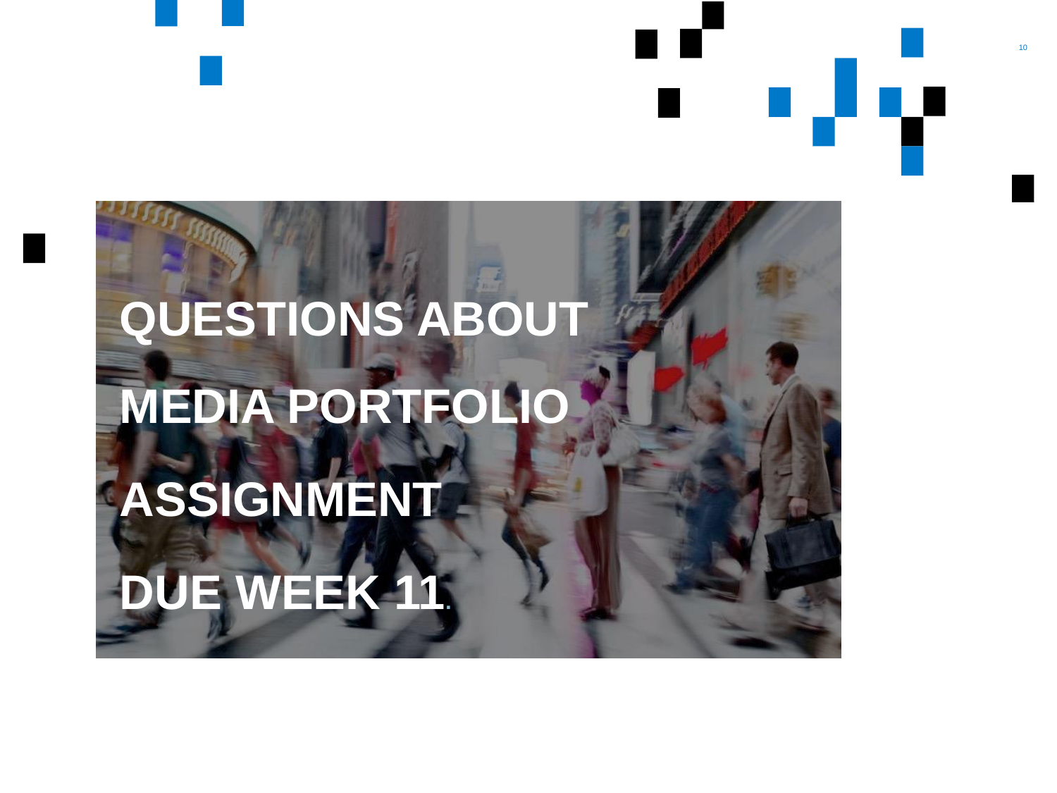# QUESTIONS ABOUT MEDIA PORTFOLIO ASSIGNMENT DUE WEEK 11.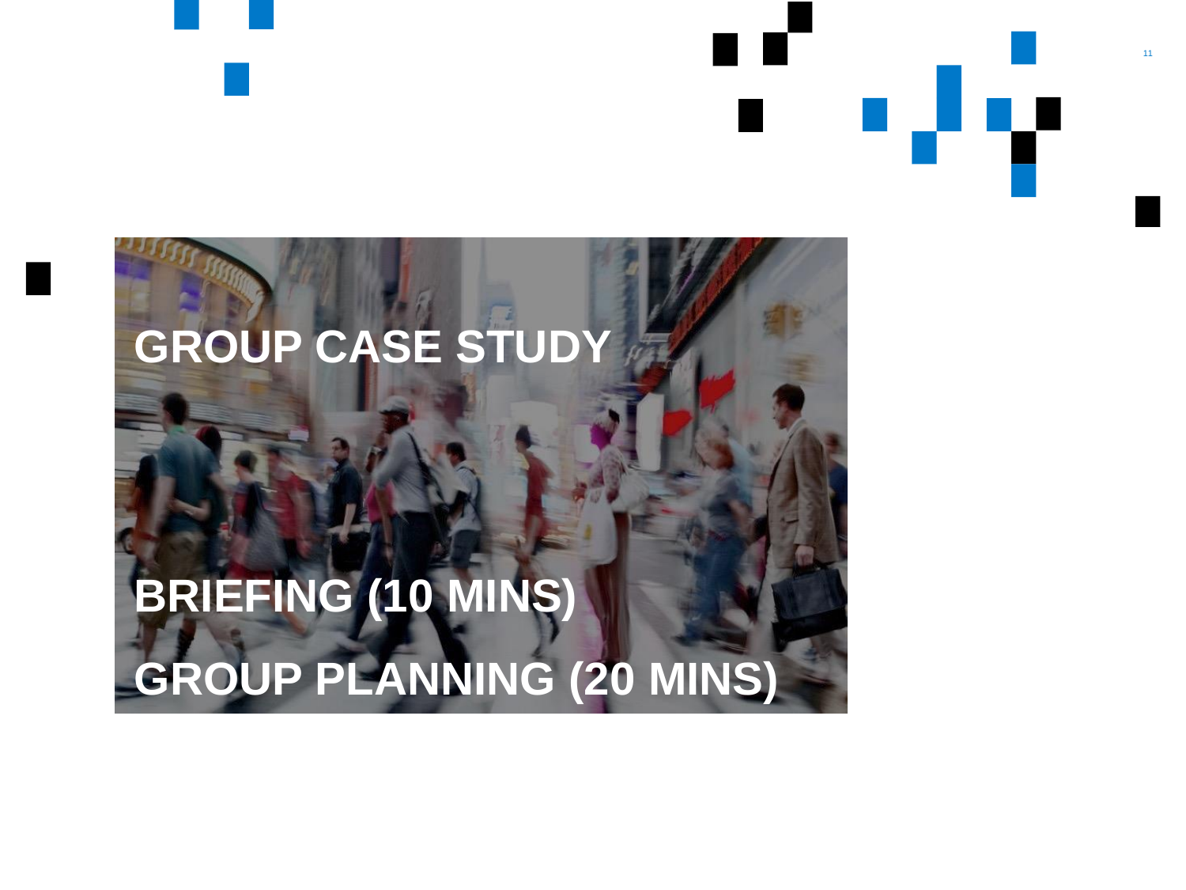# GROUP CASE STUDY

BRIEFING (10 MINS)

GROUP PLANNING (20 MINS)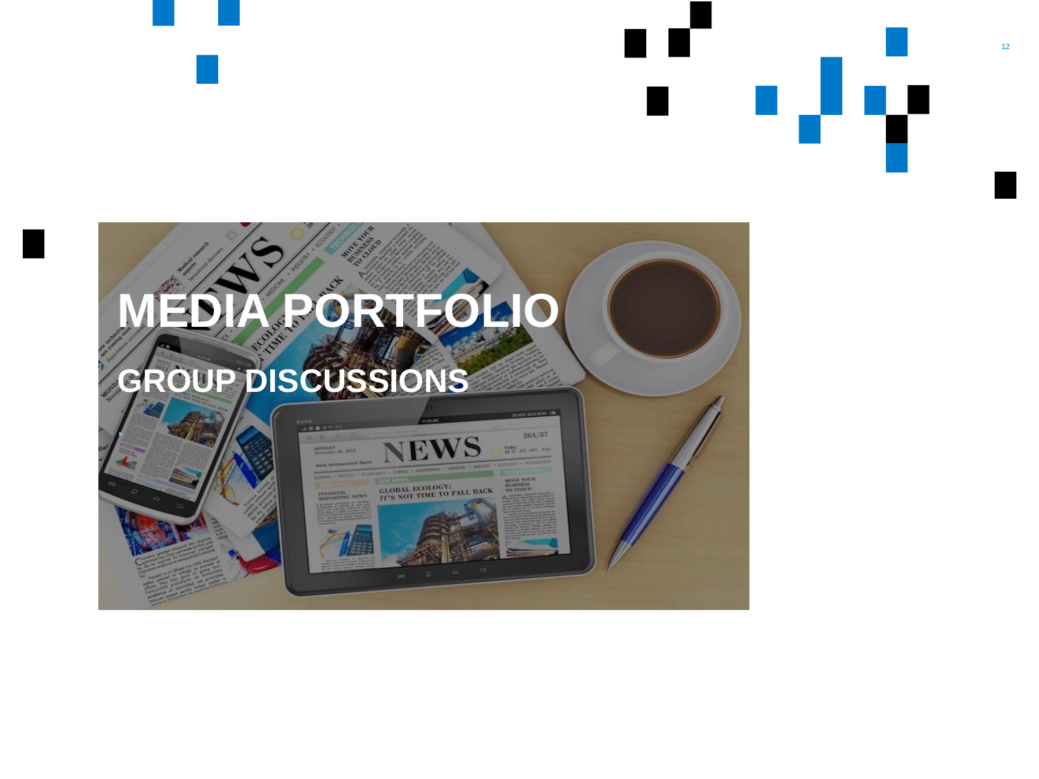# MEDIA PORTFOLIO

## GROUP DISCUSSIONS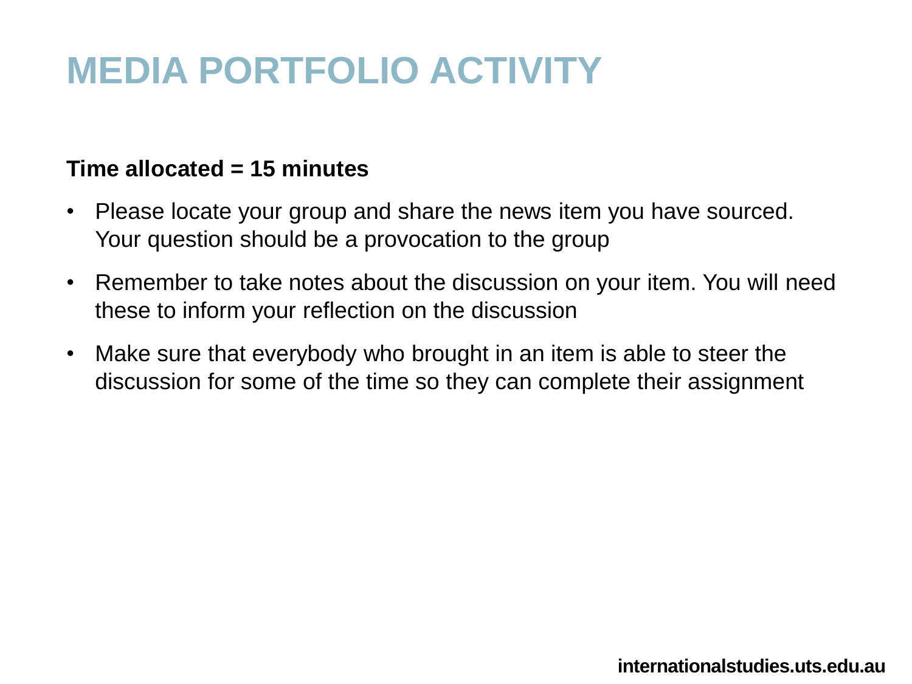# MEDIA PORTFOLIO ACTIVITY

**Time allocated = 15 minutes**

- Please locate your group and share the news item you have sourced. Your question should be a provocation to the group
- Remember to take notes about the discussion on your item. You will need these to inform your reflection on the discussion
- Make sure that everybody who brought in an item is able to steer the discussion for some of the time so they can complete their assignment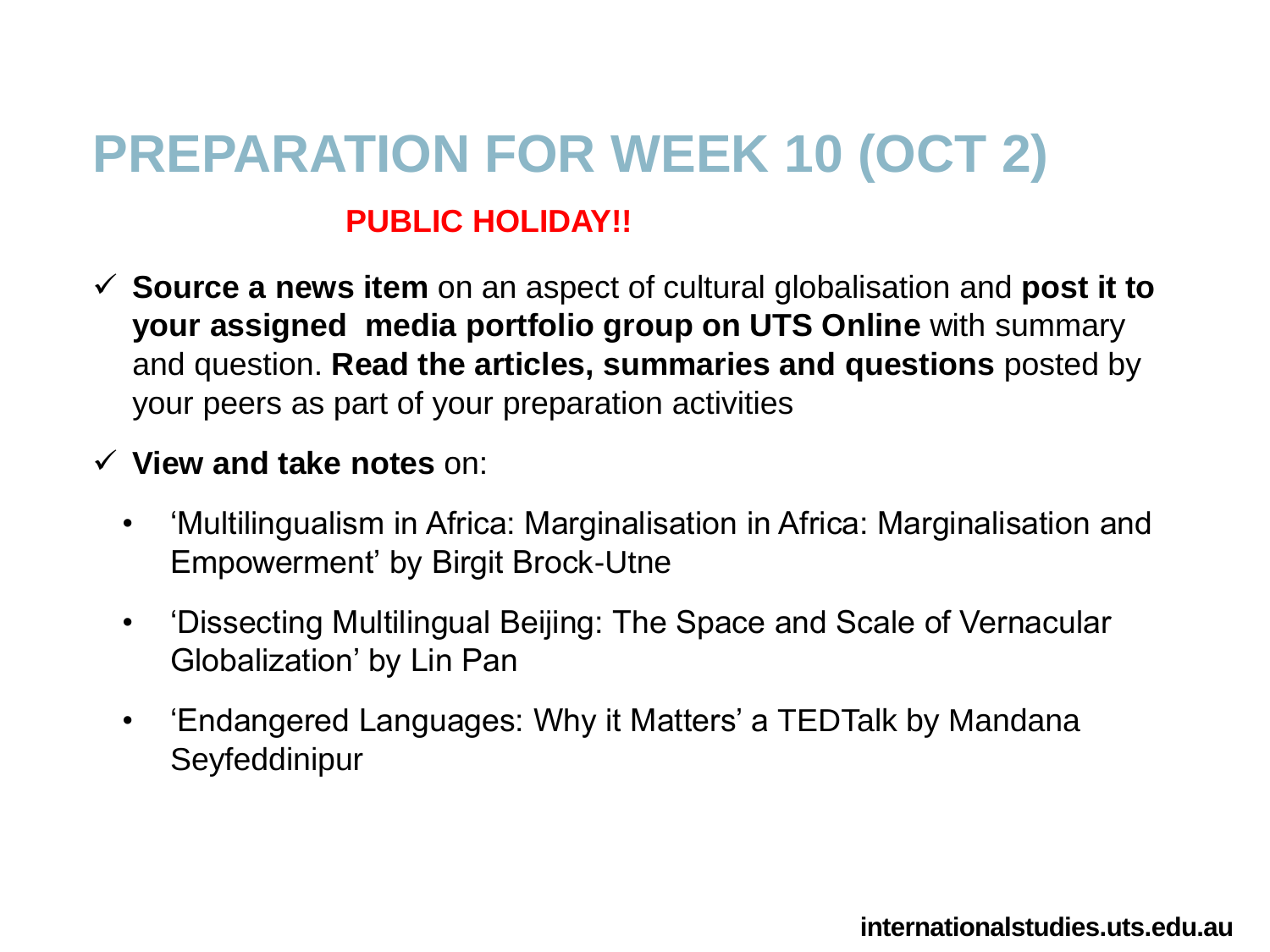# PREPARATION FOR WEEK 10 (OCT 2)

**PUBLIC HOLIDAY!!**

- ✓ **Source a news item** on an aspect of cultural globalisation and **post it to your assigned media portfolio group on UTS Online** with summary and question. **Read the articles, summaries and questions** posted by your peers as part of your preparation activities
- ✓ **View and take notes** on:
  - 'Multilingualism in Africa: Marginalisation in Africa: Marginalisation and Empowerment' by Birgit Brock-Utne
  - 'Dissecting Multilingual Beijing: The Space and Scale of Vernacular Globalization' by Lin Pan
  - 'Endangered Languages: Why it Matters' a TEDTalk by Mandana Seyfeddinipur